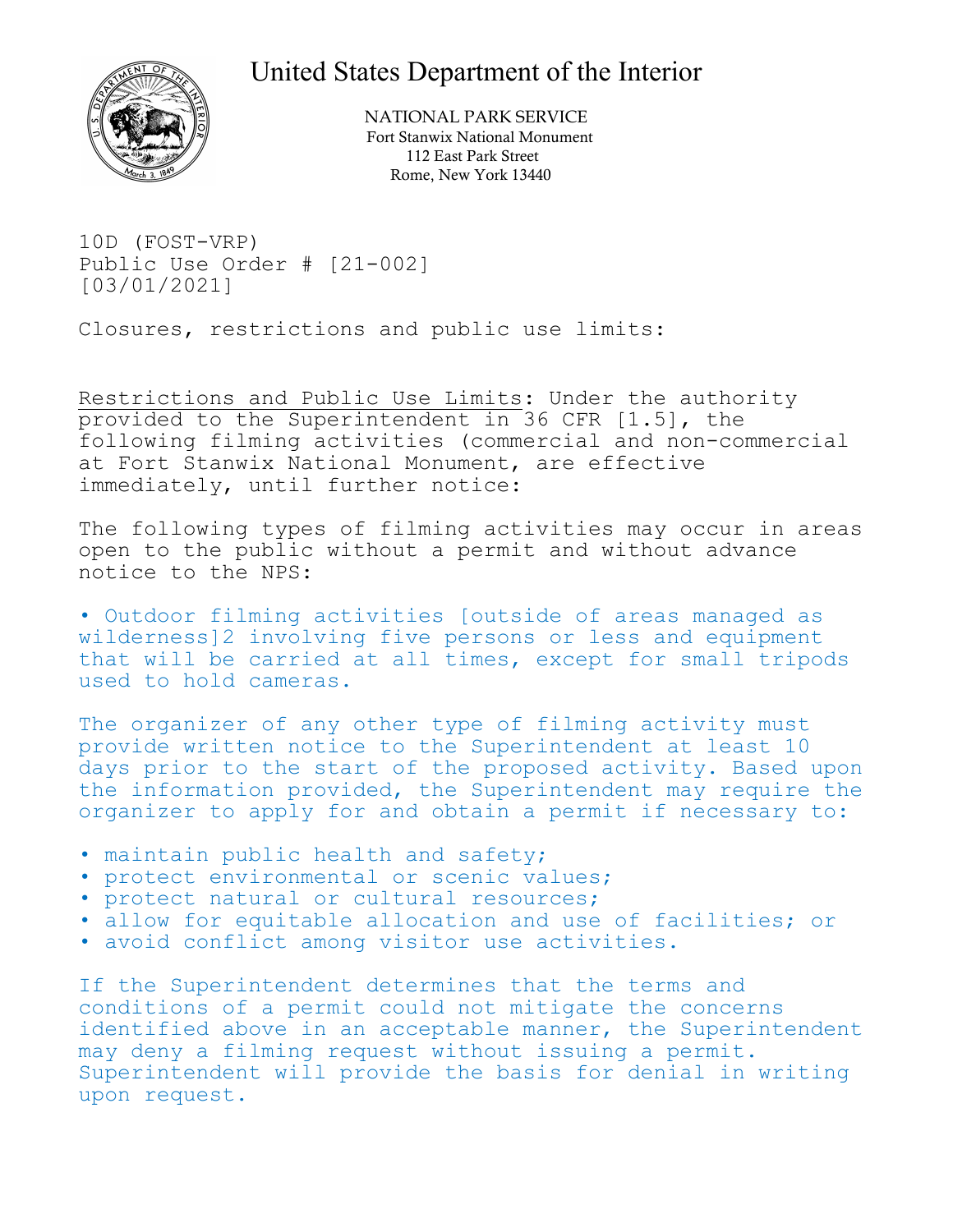# United States Department of the Interior

NATIONAL PARK SERVICE
Fort Stanwix National Monument
112 East Park Street
Rome, New York 13440

10D (FOST-VRP)
Public Use Order # [21-002]
[03/01/2021]

Closures, restrictions and public use limits:

Restrictions and Public Use Limits: Under the authority provided to the Superintendent in 36 CFR [1.5], the following filming activities (commercial and non-commercial at Fort Stanwix National Monument, are effective immediately, until further notice:

The following types of filming activities may occur in areas open to the public without a permit and without advance notice to the NPS:

- Outdoor filming activities [outside of areas managed as wilderness]2 involving five persons or less and equipment that will be carried at all times, except for small tripods used to hold cameras.

The organizer of any other type of filming activity must provide written notice to the Superintendent at least 10 days prior to the start of the proposed activity. Based upon the information provided, the Superintendent may require the organizer to apply for and obtain a permit if necessary to:

- maintain public health and safety;
- protect environmental or scenic values;
- protect natural or cultural resources;
- allow for equitable allocation and use of facilities; or
- avoid conflict among visitor use activities.

If the Superintendent determines that the terms and conditions of a permit could not mitigate the concerns identified above in an acceptable manner, the Superintendent may deny a filming request without issuing a permit. Superintendent will provide the basis for denial in writing upon request.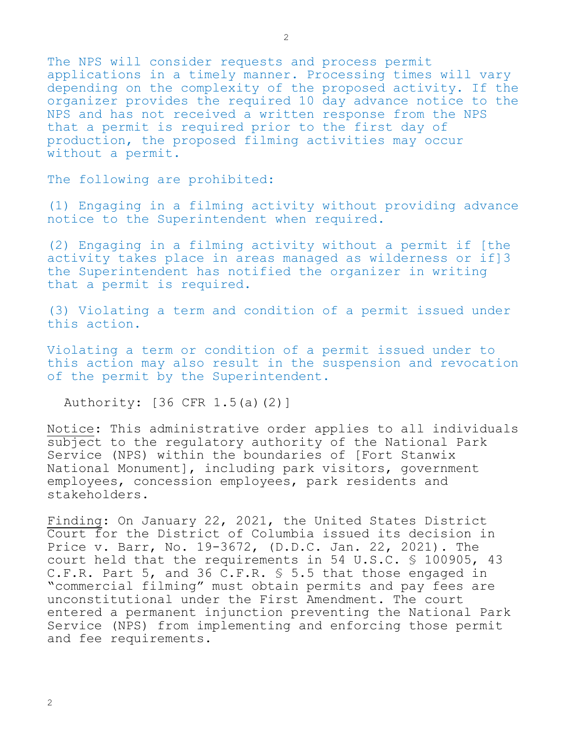The NPS will consider requests and process permit applications in a timely manner. Processing times will vary depending on the complexity of the proposed activity. If the organizer provides the required 10 day advance notice to the NPS and has not received a written response from the NPS that a permit is required prior to the first day of production, the proposed filming activities may occur without a permit.

The following are prohibited:

(1) Engaging in a filming activity without providing advance notice to the Superintendent when required.

(2) Engaging in a filming activity without a permit if [the activity takes place in areas managed as wilderness or if]3 the Superintendent has notified the organizer in writing that a permit is required.

(3) Violating a term and condition of a permit issued under this action.

Violating a term or condition of a permit issued under to this action may also result in the suspension and revocation of the permit by the Superintendent.

Authority: [36 CFR 1.5(a)(2)]

Notice: This administrative order applies to all individuals subject to the regulatory authority of the National Park Service (NPS) within the boundaries of [Fort Stanwix National Monument], including park visitors, government employees, concession employees, park residents and stakeholders.

Finding: On January 22, 2021, the United States District Court for the District of Columbia issued its decision in Price v. Barr, No. 19-3672, (D.D.C. Jan. 22, 2021). The court held that the requirements in 54 U.S.C. § 100905, 43 C.F.R. Part 5, and 36 C.F.R. § 5.5 that those engaged in "commercial filming" must obtain permits and pay fees are unconstitutional under the First Amendment. The court entered a permanent injunction preventing the National Park Service (NPS) from implementing and enforcing those permit and fee requirements.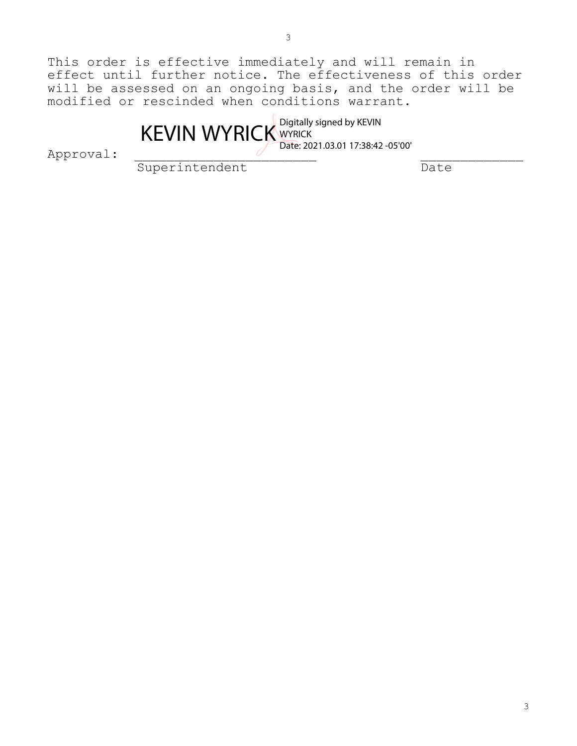This order is effective immediately and will remain in effect until further notice. The effectiveness of this order will be assessed on an ongoing basis, and the order will be modified or rescinded when conditions warrant.

Approval: KEVIN WYRICK Digitally signed by KEVIN WYRICK Date: 2021.03.01 17:38:42 -05'00'

Superintendent                    Date